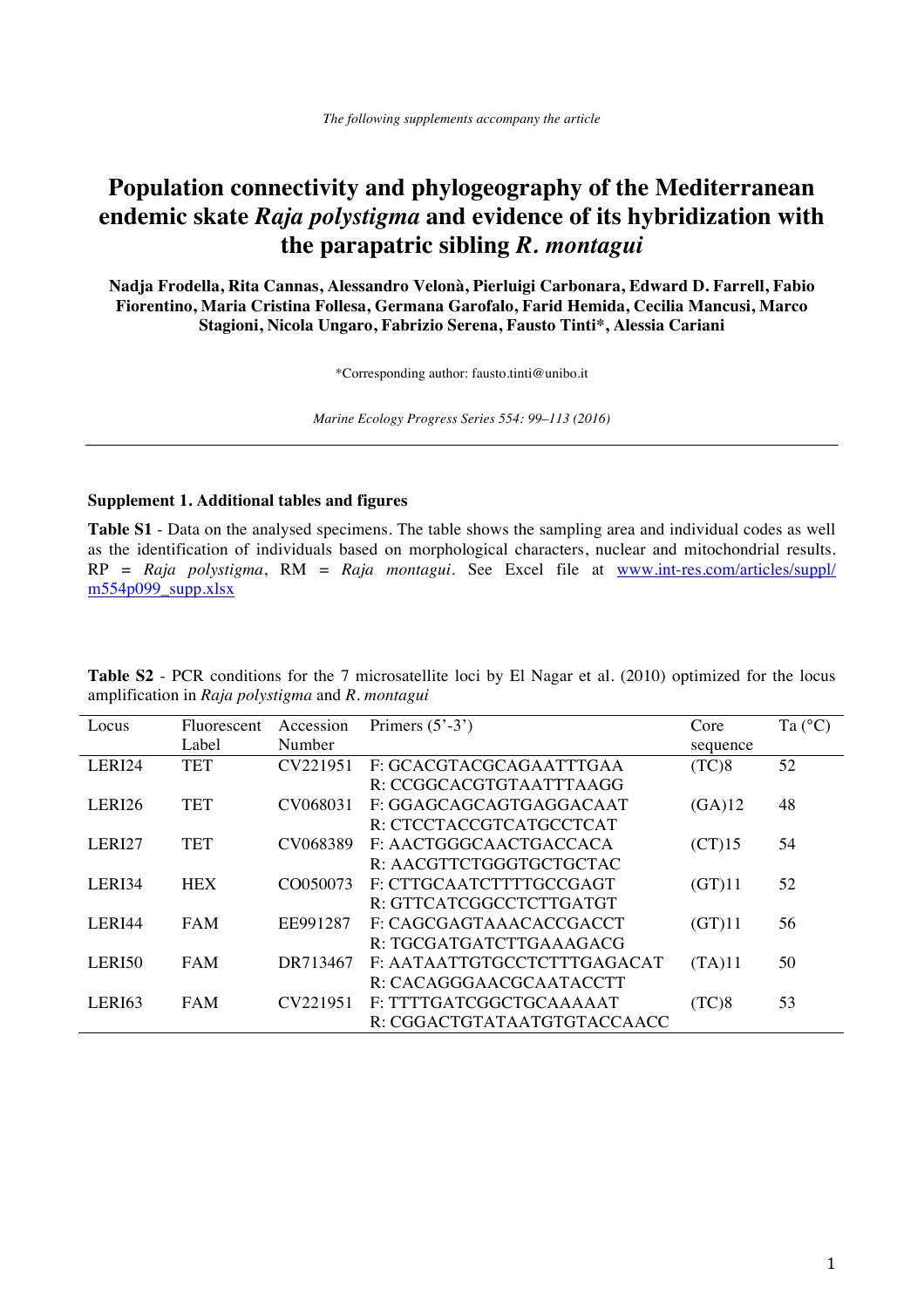*The following supplements accompany the article*

# Population connectivity and phylogeography of the Mediterranean endemic skate *Raja polystigma* and evidence of its hybridization with the parapatric sibling *R. montagui*

**Nadja Frodella, Rita Cannas, Alessandro Velonà, Pierluigi Carbonara, Edward D. Farrell, Fabio Fiorentino, Maria Cristina Follesa, Germana Garofalo, Farid Hemida, Cecilia Mancusi, Marco Stagioni, Nicola Ungaro, Fabrizio Serena, Fausto Tinti\*, Alessia Cariani**

\*Corresponding author: fausto.tinti@unibo.it

*Marine Ecology Progress Series 554: 99–113 (2016)*

---

## Supplement 1. Additional tables and figures

**Table S1** - Data on the analysed specimens. The table shows the sampling area and individual codes as well as the identification of individuals based on morphological characters, nuclear and mitochondrial results. RP = *Raja polystigma*, RM = *Raja montagui*. See Excel file at www.int-res.com/articles/suppl/m554p099_supp.xlsx

**Table S2** - PCR conditions for the 7 microsatellite loci by El Nagar et al. (2010) optimized for the locus amplification in *Raja polystigma* and *R. montagui*

| Locus | Fluorescent Label | Accession Number | Primers (5'-3') | Core sequence | Ta (°C) |
|---|---|---|---|---|---|
| LERI24 | TET | CV221951 | F: GCACGTACGCAGAATTTGAA<br>R: CCGGCACGTGTAATTTAAGG | (TC)8 | 52 |
| LERI26 | TET | CV068031 | F: GGAGCAGCAGTGAGGACAAT<br>R: CTCCTACCGTCATGCCTCAT | (GA)12 | 48 |
| LERI27 | TET | CV068389 | F: AACTGGGCAACTGACCACA<br>R: AACGTTCTGGGTGCTGCTAC | (CT)15 | 54 |
| LERI34 | HEX | CO050073 | F: CTTGCAATCTTTTGCCGAGT<br>R: GTTCATCGGCCTCTTGATGT | (GT)11 | 52 |
| LERI44 | FAM | EE991287 | F: CAGCGAGTAAACACCGACCT<br>R: TGCGATGATCTTGAAAGACG | (GT)11 | 56 |
| LERI50 | FAM | DR713467 | F: AATAATTGTGCCTCTTTGAGACAT<br>R: CACAGGGAACGCAATACCTT | (TA)11 | 50 |
| LERI63 | FAM | CV221951 | F: TTTTGATCGGCTGCAAAAAT<br>R: CGGACTGTATAATGTGTACCAACC | (TC)8 | 53 |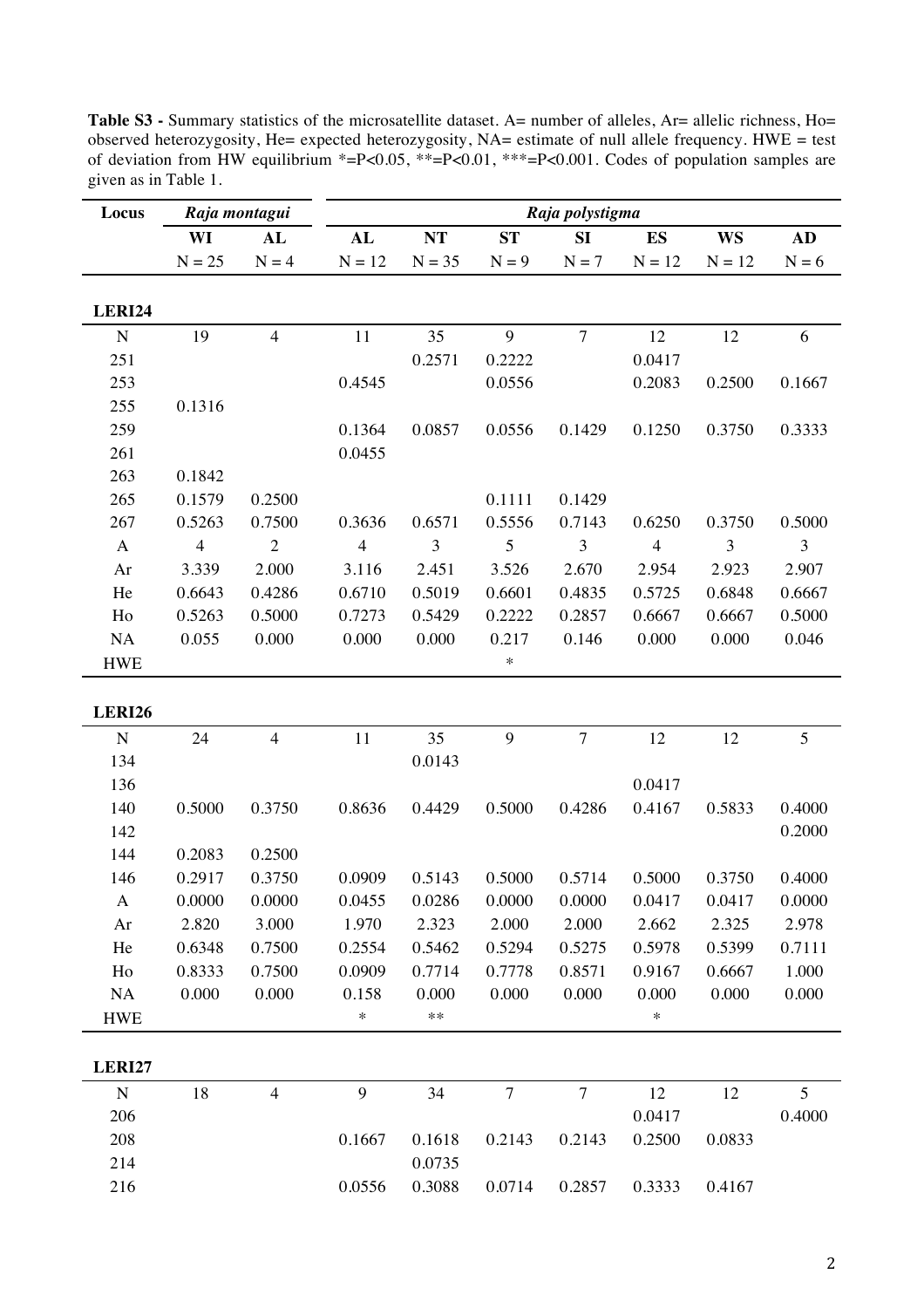**Table S3 -** Summary statistics of the microsatellite dataset. A= number of alleles, Ar= allelic richness, Ho= observed heterozygosity, He= expected heterozygosity, NA= estimate of null allele frequency. HWE = test of deviation from HW equilibrium *=P<0.05, **=P<0.01, ***=P<0.001. Codes of population samples are given as in Table 1.

| Locus | *Raja montagui* | | *Raja polystigma* | | | | | | |
|---|---|---|---|---|---|---|---|---|---|
| | **WI** | **AL** | **AL** | **NT** | **ST** | **SI** | **ES** | **WS** | **AD** |
| | N = 25 | N = 4 | N = 12 | N = 35 | N = 9 | N = 7 | N = 12 | N = 12 | N = 6 |
| **LERI24** | | | | | | | | | |
| N | 19 | 4 | 11 | 35 | 9 | 7 | 12 | 12 | 6 |
| 251 | | | | 0.2571 | 0.2222 | | 0.0417 | | |
| 253 | | | 0.4545 | | 0.0556 | | 0.2083 | 0.2500 | 0.1667 |
| 255 | 0.1316 | | | | | | | | |
| 259 | | | 0.1364 | 0.0857 | 0.0556 | 0.1429 | 0.1250 | 0.3750 | 0.3333 |
| 261 | | | 0.0455 | | | | | | |
| 263 | 0.1842 | | | | | | | | |
| 265 | 0.1579 | 0.2500 | | | 0.1111 | 0.1429 | | | |
| 267 | 0.5263 | 0.7500 | 0.3636 | 0.6571 | 0.5556 | 0.7143 | 0.6250 | 0.3750 | 0.5000 |
| A | 4 | 2 | 4 | 3 | 5 | 3 | 4 | 3 | 3 |
| Ar | 3.339 | 2.000 | 3.116 | 2.451 | 3.526 | 2.670 | 2.954 | 2.923 | 2.907 |
| He | 0.6643 | 0.4286 | 0.6710 | 0.5019 | 0.6601 | 0.4835 | 0.5725 | 0.6848 | 0.6667 |
| Ho | 0.5263 | 0.5000 | 0.7273 | 0.5429 | 0.2222 | 0.2857 | 0.6667 | 0.6667 | 0.5000 |
| NA | 0.055 | 0.000 | 0.000 | 0.000 | 0.217 | 0.146 | 0.000 | 0.000 | 0.046 |
| HWE | | | | | * | | | | |
| **LERI26** | | | | | | | | | |
| N | 24 | 4 | 11 | 35 | 9 | 7 | 12 | 12 | 5 |
| 134 | | | | 0.0143 | | | | | |
| 136 | | | | | | | 0.0417 | | |
| 140 | 0.5000 | 0.3750 | 0.8636 | 0.4429 | 0.5000 | 0.4286 | 0.4167 | 0.5833 | 0.4000 |
| 142 | | | | | | | | | 0.2000 |
| 144 | 0.2083 | 0.2500 | | | | | | | |
| 146 | 0.2917 | 0.3750 | 0.0909 | 0.5143 | 0.5000 | 0.5714 | 0.5000 | 0.3750 | 0.4000 |
| A | 0.0000 | 0.0000 | 0.0455 | 0.0286 | 0.0000 | 0.0000 | 0.0417 | 0.0417 | 0.0000 |
| Ar | 2.820 | 3.000 | 1.970 | 2.323 | 2.000 | 2.000 | 2.662 | 2.325 | 2.978 |
| He | 0.6348 | 0.7500 | 0.2554 | 0.5462 | 0.5294 | 0.5275 | 0.5978 | 0.5399 | 0.7111 |
| Ho | 0.8333 | 0.7500 | 0.0909 | 0.7714 | 0.7778 | 0.8571 | 0.9167 | 0.6667 | 1.000 |
| NA | 0.000 | 0.000 | 0.158 | 0.000 | 0.000 | 0.000 | 0.000 | 0.000 | 0.000 |
| HWE | | | * | ** | | | * | | |
| **LERI27** | | | | | | | | | |
| N | 18 | 4 | 9 | 34 | 7 | 7 | 12 | 12 | 5 |
| 206 | | | | | | | 0.0417 | | 0.4000 |
| 208 | | | 0.1667 | 0.1618 | 0.2143 | 0.2143 | 0.2500 | 0.0833 | |
| 214 | | | | 0.0735 | | | | | |
| 216 | | | 0.0556 | 0.3088 | 0.0714 | 0.2857 | 0.3333 | 0.4167 | |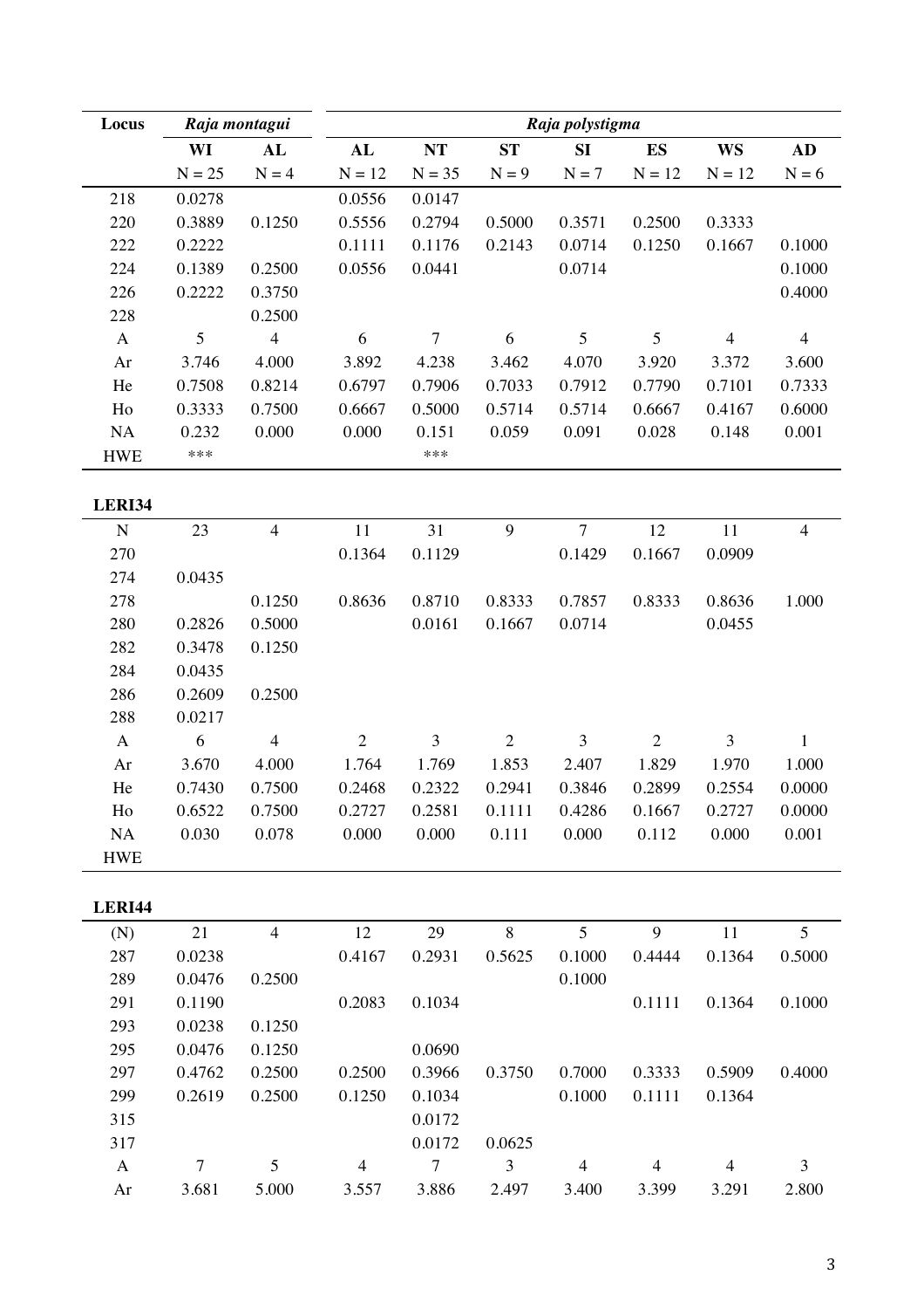| Locus | *Raja montagui* | | *Raja polystigma* | | | | | | |
|---|---|---|---|---|---|---|---|---|---|
| | **WI** | **AL** | **AL** | **NT** | **ST** | **SI** | **ES** | **WS** | **AD** |
| | N = 25 | N = 4 | N = 12 | N = 35 | N = 9 | N = 7 | N = 12 | N = 12 | N = 6 |
| 218 | 0.0278 | | 0.0556 | 0.0147 | | | | | |
| 220 | 0.3889 | 0.1250 | 0.5556 | 0.2794 | 0.5000 | 0.3571 | 0.2500 | 0.3333 | |
| 222 | 0.2222 | | 0.1111 | 0.1176 | 0.2143 | 0.0714 | 0.1250 | 0.1667 | 0.1000 |
| 224 | 0.1389 | 0.2500 | 0.0556 | 0.0441 | | 0.0714 | | | 0.1000 |
| 226 | 0.2222 | 0.3750 | | | | | | | 0.4000 |
| 228 | | 0.2500 | | | | | | | |
| A | 5 | 4 | 6 | 7 | 6 | 5 | 5 | 4 | 4 |
| Ar | 3.746 | 4.000 | 3.892 | 4.238 | 3.462 | 4.070 | 3.920 | 3.372 | 3.600 |
| He | 0.7508 | 0.8214 | 0.6797 | 0.7906 | 0.7033 | 0.7912 | 0.7790 | 0.7101 | 0.7333 |
| Ho | 0.3333 | 0.7500 | 0.6667 | 0.5000 | 0.5714 | 0.5714 | 0.6667 | 0.4167 | 0.6000 |
| NA | 0.232 | 0.000 | 0.000 | 0.151 | 0.059 | 0.091 | 0.028 | 0.148 | 0.001 |
| HWE | *** | | | *** | | | | | |
| **LERI34** | | | | | | | | | |
| N | 23 | 4 | 11 | 31 | 9 | 7 | 12 | 11 | 4 |
| 270 | | | 0.1364 | 0.1129 | | 0.1429 | 0.1667 | 0.0909 | |
| 274 | 0.0435 | | | | | | | | |
| 278 | | 0.1250 | 0.8636 | 0.8710 | 0.8333 | 0.7857 | 0.8333 | 0.8636 | 1.000 |
| 280 | 0.2826 | 0.5000 | | 0.0161 | 0.1667 | 0.0714 | | 0.0455 | |
| 282 | 0.3478 | 0.1250 | | | | | | | |
| 284 | 0.0435 | | | | | | | | |
| 286 | 0.2609 | 0.2500 | | | | | | | |
| 288 | 0.0217 | | | | | | | | |
| A | 6 | 4 | 2 | 3 | 2 | 3 | 2 | 3 | 1 |
| Ar | 3.670 | 4.000 | 1.764 | 1.769 | 1.853 | 2.407 | 1.829 | 1.970 | 1.000 |
| He | 0.7430 | 0.7500 | 0.2468 | 0.2322 | 0.2941 | 0.3846 | 0.2899 | 0.2554 | 0.0000 |
| Ho | 0.6522 | 0.7500 | 0.2727 | 0.2581 | 0.1111 | 0.4286 | 0.1667 | 0.2727 | 0.0000 |
| NA | 0.030 | 0.078 | 0.000 | 0.000 | 0.111 | 0.000 | 0.112 | 0.000 | 0.001 |
| HWE | | | | | | | | | |
| **LERI44** | | | | | | | | | |
| (N) | 21 | 4 | 12 | 29 | 8 | 5 | 9 | 11 | 5 |
| 287 | 0.0238 | | 0.4167 | 0.2931 | 0.5625 | 0.1000 | 0.4444 | 0.1364 | 0.5000 |
| 289 | 0.0476 | 0.2500 | | | | 0.1000 | | | |
| 291 | 0.1190 | | 0.2083 | 0.1034 | | | 0.1111 | 0.1364 | 0.1000 |
| 293 | 0.0238 | 0.1250 | | | | | | | |
| 295 | 0.0476 | 0.1250 | | 0.0690 | | | | | |
| 297 | 0.4762 | 0.2500 | 0.2500 | 0.3966 | 0.3750 | 0.7000 | 0.3333 | 0.5909 | 0.4000 |
| 299 | 0.2619 | 0.2500 | 0.1250 | 0.1034 | | 0.1000 | 0.1111 | 0.1364 | |
| 315 | | | | 0.0172 | | | | | |
| 317 | | | | 0.0172 | 0.0625 | | | | |
| A | 7 | 5 | 4 | 7 | 3 | 4 | 4 | 4 | 3 |
| Ar | 3.681 | 5.000 | 3.557 | 3.886 | 2.497 | 3.400 | 3.399 | 3.291 | 2.800 |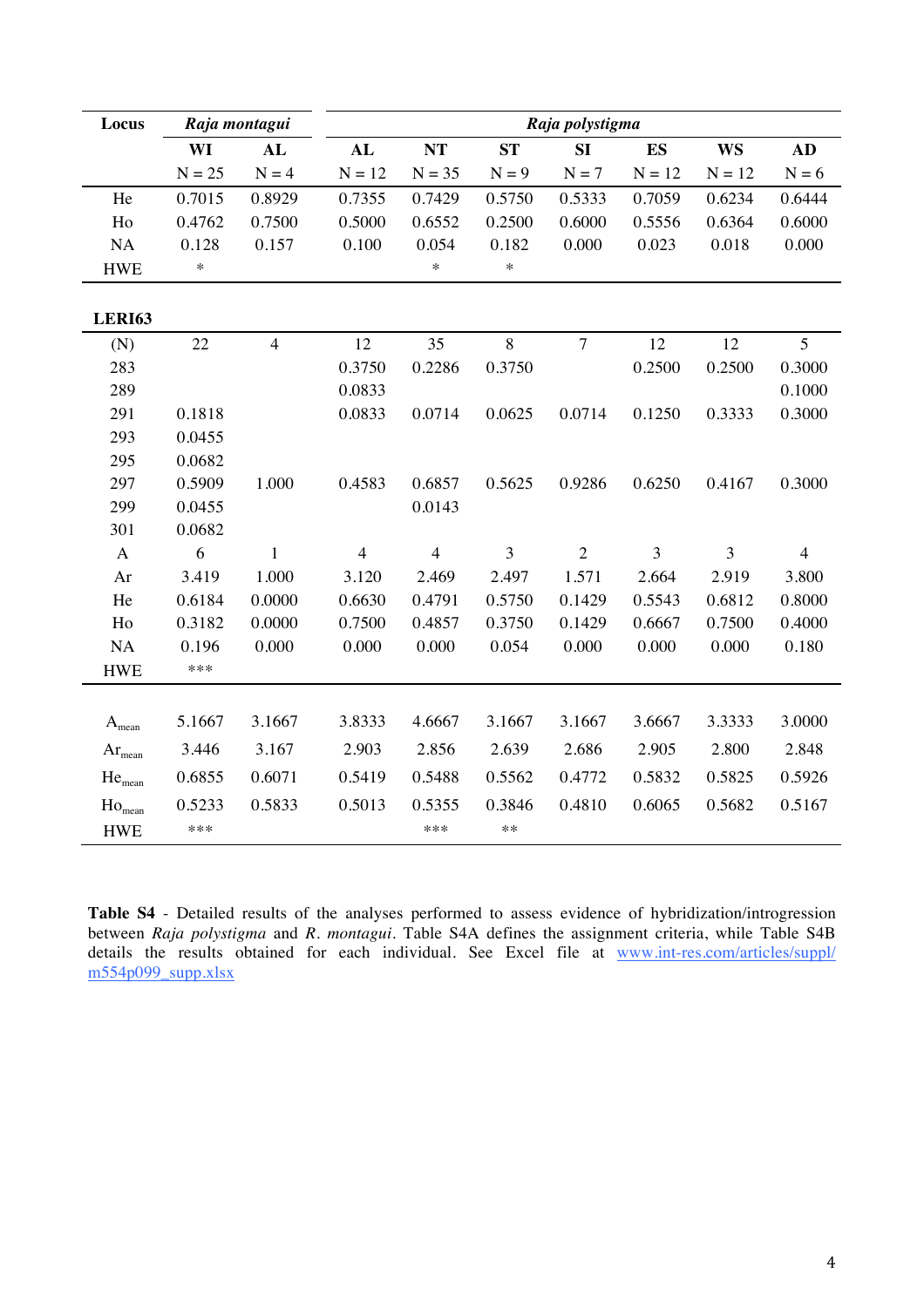| Locus | *Raja montagui* | | *Raja polystigma* | | | | | | |
|---|---|---|---|---|---|---|---|---|---|
| | **WI** | **AL** | **AL** | **NT** | **ST** | **SI** | **ES** | **WS** | **AD** |
| | N = 25 | N = 4 | N = 12 | N = 35 | N = 9 | N = 7 | N = 12 | N = 12 | N = 6 |
| He | 0.7015 | 0.8929 | 0.7355 | 0.7429 | 0.5750 | 0.5333 | 0.7059 | 0.6234 | 0.6444 |
| Ho | 0.4762 | 0.7500 | 0.5000 | 0.6552 | 0.2500 | 0.6000 | 0.5556 | 0.6364 | 0.6000 |
| NA | 0.128 | 0.157 | 0.100 | 0.054 | 0.182 | 0.000 | 0.023 | 0.018 | 0.000 |
| HWE | * | | | * | * | | | | |
| **LERI63** | | | | | | | | | |
| (N) | 22 | 4 | 12 | 35 | 8 | 7 | 12 | 12 | 5 |
| 283 | | | 0.3750 | 0.2286 | 0.3750 | | 0.2500 | 0.2500 | 0.3000 |
| 289 | | | 0.0833 | | | | | | 0.1000 |
| 291 | 0.1818 | | 0.0833 | 0.0714 | 0.0625 | 0.0714 | 0.1250 | 0.3333 | 0.3000 |
| 293 | 0.0455 | | | | | | | | |
| 295 | 0.0682 | | | | | | | | |
| 297 | 0.5909 | 1.000 | 0.4583 | 0.6857 | 0.5625 | 0.9286 | 0.6250 | 0.4167 | 0.3000 |
| 299 | 0.0455 | | | 0.0143 | | | | | |
| 301 | 0.0682 | | | | | | | | |
| A | 6 | 1 | 4 | 4 | 3 | 2 | 3 | 3 | 4 |
| Ar | 3.419 | 1.000 | 3.120 | 2.469 | 2.497 | 1.571 | 2.664 | 2.919 | 3.800 |
| He | 0.6184 | 0.0000 | 0.6630 | 0.4791 | 0.5750 | 0.1429 | 0.5543 | 0.6812 | 0.8000 |
| Ho | 0.3182 | 0.0000 | 0.7500 | 0.4857 | 0.3750 | 0.1429 | 0.6667 | 0.7500 | 0.4000 |
| NA | 0.196 | 0.000 | 0.000 | 0.000 | 0.054 | 0.000 | 0.000 | 0.000 | 0.180 |
| HWE | *** | | | | | | | | |
| $A_{mean}$ | 5.1667 | 3.1667 | 3.8333 | 4.6667 | 3.1667 | 3.1667 | 3.6667 | 3.3333 | 3.0000 |
| $Ar_{mean}$ | 3.446 | 3.167 | 2.903 | 2.856 | 2.639 | 2.686 | 2.905 | 2.800 | 2.848 |
| $He_{mean}$ | 0.6855 | 0.6071 | 0.5419 | 0.5488 | 0.5562 | 0.4772 | 0.5832 | 0.5825 | 0.5926 |
| $Ho_{mean}$ | 0.5233 | 0.5833 | 0.5013 | 0.5355 | 0.3846 | 0.4810 | 0.6065 | 0.5682 | 0.5167 |
| HWE | *** | | | *** | ** | | | | |

**Table S4** - Detailed results of the analyses performed to assess evidence of hybridization/introgression between *Raja polystigma* and *R. montagui*. Table S4A defines the assignment criteria, while Table S4B details the results obtained for each individual. See Excel file at www.int-res.com/articles/suppl/m554p099_supp.xlsx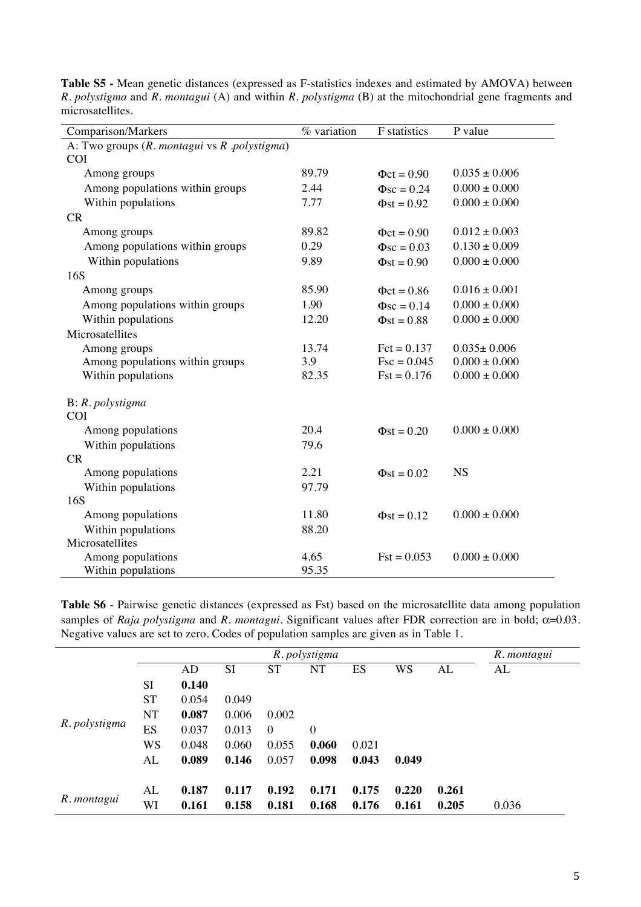**Table S5 -** Mean genetic distances (expressed as F-statistics indexes and estimated by AMOVA) between *R. polystigma* and *R. montagui* (A) and within *R. polystigma* (B) at the mitochondrial gene fragments and microsatellites.

| Comparison/Markers | % variation | F statistics | P value |
|---|---|---|---|
| A: Two groups (*R. montagui* vs *R .polystigma*) | | | |
| COI | | | |
| Among groups | 89.79 | $\Phi ct = 0.90$ | $0.035 \pm 0.006$ |
| Among populations within groups | 2.44 | $\Phi sc = 0.24$ | $0.000 \pm 0.000$ |
| Within populations | 7.77 | $\Phi st = 0.92$ | $0.000 \pm 0.000$ |
| CR | | | |
| Among groups | 89.82 | $\Phi ct = 0.90$ | $0.012 \pm 0.003$ |
| Among populations within groups | 0.29 | $\Phi sc = 0.03$ | $0.130 \pm 0.009$ |
| Within populations | 9.89 | $\Phi st = 0.90$ | $0.000 \pm 0.000$ |
| 16S | | | |
| Among groups | 85.90 | $\Phi ct = 0.86$ | $0.016 \pm 0.001$ |
| Among populations within groups | 1.90 | $\Phi sc = 0.14$ | $0.000 \pm 0.000$ |
| Within populations | 12.20 | $\Phi st = 0.88$ | $0.000 \pm 0.000$ |
| Microsatellites | | | |
| Among groups | 13.74 | $Fct = 0.137$ | $0.035 \pm 0.006$ |
| Among populations within groups | 3.9 | $Fsc = 0.045$ | $0.000 \pm 0.000$ |
| Within populations | 82.35 | $Fst = 0.176$ | $0.000 \pm 0.000$ |
| B: *R. polystigma* | | | |
| COI | | | |
| Among populations | 20.4 | $\Phi st = 0.20$ | $0.000 \pm 0.000$ |
| Within populations | 79.6 | | |
| CR | | | |
| Among populations | 2.21 | $\Phi st = 0.02$ | NS |
| Within populations | 97.79 | | |
| 16S | | | |
| Among populations | 11.80 | $\Phi st = 0.12$ | $0.000 \pm 0.000$ |
| Within populations | 88.20 | | |
| Microsatellites | | | |
| Among populations | 4.65 | $Fst = 0.053$ | $0.000 \pm 0.000$ |
| Within populations | 95.35 | | |

**Table S6** - Pairwise genetic distances (expressed as Fst) based on the microsatellite data among population samples of *Raja polystigma* and *R. montagui*. Significant values after FDR correction are in bold; $\alpha$=0.03. Negative values are set to zero. Codes of population samples are given as in Table 1.

| | | *R. polystigma* | | | | | | | *R. montagui* |
|---|---|---|---|---|---|---|---|---|---|
| | | AD | SI | ST | NT | ES | WS | AL | AL |
| *R. polystigma* | SI | **0.140** | | | | | | | |
| | ST | 0.054 | 0.049 | | | | | | |
| | NT | **0.087** | 0.006 | 0.002 | | | | | |
| | ES | 0.037 | 0.013 | 0 | 0 | | | | |
| | WS | 0.048 | 0.060 | 0.055 | **0.060** | 0.021 | | | |
| | AL | **0.089** | **0.146** | 0.057 | **0.098** | **0.043** | **0.049** | | |
| *R. montagui* | AL | **0.187** | **0.117** | **0.192** | **0.171** | **0.175** | **0.220** | **0.261** | |
| | WI | **0.161** | **0.158** | **0.181** | **0.168** | **0.176** | **0.161** | **0.205** | 0.036 |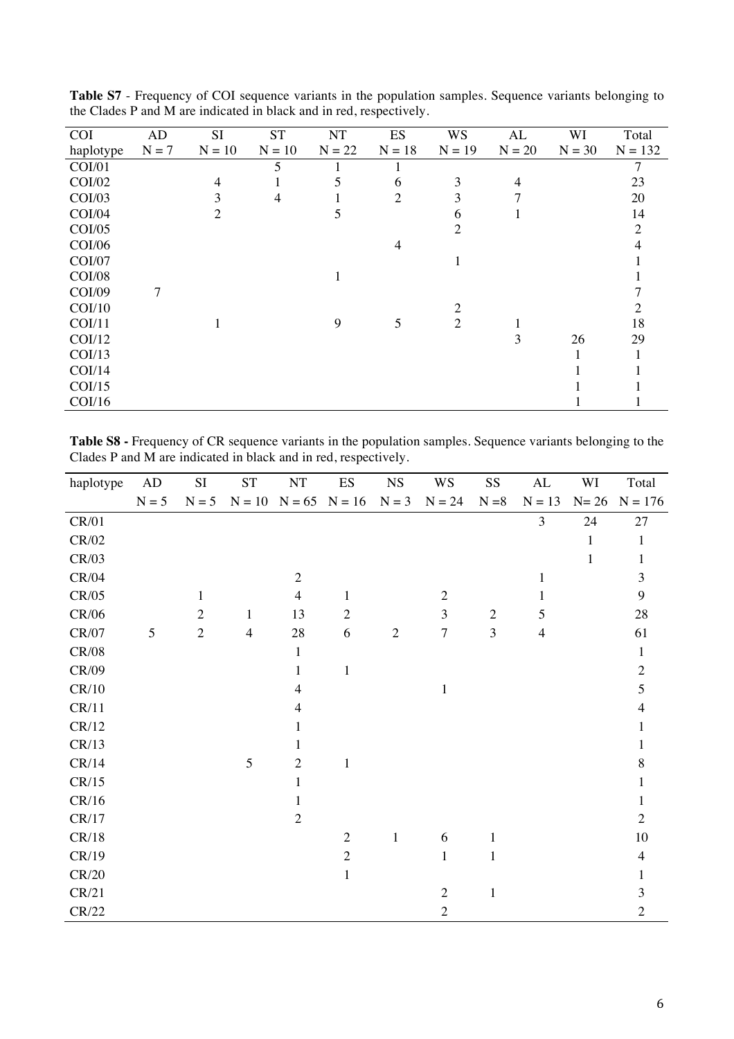**Table S7** - Frequency of COI sequence variants in the population samples. Sequence variants belonging to the Clades P and M are indicated in black and in red, respectively.

| COI haplotype | AD N = 7 | SI N = 10 | ST N = 10 | NT N = 22 | ES N = 18 | WS N = 19 | AL N = 20 | WI N = 30 | Total N = 132 |
|---|---|---|---|---|---|---|---|---|---|
| COI/01 | | | 5 | 1 | 1 | | | | 7 |
| COI/02 | | 4 | 1 | 5 | 6 | 3 | 4 | | 23 |
| COI/03 | | 3 | 4 | 1 | 2 | 3 | 7 | | 20 |
| COI/04 | | 2 | | 5 | | 6 | 1 | | 14 |
| COI/05 | | | | | | 2 | | | 2 |
| COI/06 | | | | | 4 | | | | 4 |
| COI/07 | | | | | | 1 | | | 1 |
| COI/08 | | | | 1 | | | | | 1 |
| COI/09 | 7 | | | | | | | | 7 |
| COI/10 | | | | | | 2 | | | 2 |
| COI/11 | | 1 | | 9 | 5 | 2 | 1 | | 18 |
| COI/12 | | | | | | | 3 | 26 | 29 |
| COI/13 | | | | | | | | 1 | 1 |
| COI/14 | | | | | | | | 1 | 1 |
| COI/15 | | | | | | | | 1 | 1 |
| COI/16 | | | | | | | | 1 | 1 |

**Table S8 -** Frequency of CR sequence variants in the population samples. Sequence variants belonging to the Clades P and M are indicated in black and in red, respectively.

| haplotype | AD N = 5 | SI N = 5 | ST N = 10 | NT N = 65 | ES N = 16 | NS N = 3 | WS N = 24 | SS N =8 | AL N = 13 | WI N= 26 | Total N = 176 |
|---|---|---|---|---|---|---|---|---|---|---|---|
| CR/01 | | | | | | | | | 3 | 24 | 27 |
| CR/02 | | | | | | | | | | 1 | 1 |
| CR/03 | | | | | | | | | | 1 | 1 |
| CR/04 | | | | 2 | | | | | 1 | | 3 |
| CR/05 | | 1 | | 4 | 1 | | 2 | | 1 | | 9 |
| CR/06 | | 2 | 1 | 13 | 2 | | 3 | 2 | 5 | | 28 |
| CR/07 | 5 | 2 | 4 | 28 | 6 | 2 | 7 | 3 | 4 | | 61 |
| CR/08 | | | | 1 | | | | | | | 1 |
| CR/09 | | | | 1 | 1 | | | | | | 2 |
| CR/10 | | | | 4 | | | 1 | | | | 5 |
| CR/11 | | | | 4 | | | | | | | 4 |
| CR/12 | | | | 1 | | | | | | | 1 |
| CR/13 | | | | 1 | | | | | | | 1 |
| CR/14 | | | 5 | 2 | 1 | | | | | | 8 |
| CR/15 | | | | 1 | | | | | | | 1 |
| CR/16 | | | | 1 | | | | | | | 1 |
| CR/17 | | | | 2 | | | | | | | 2 |
| CR/18 | | | | | 2 | 1 | 6 | 1 | | | 10 |
| CR/19 | | | | | 2 | | 1 | 1 | | | 4 |
| CR/20 | | | | | 1 | | | | | | 1 |
| CR/21 | | | | | | | 2 | 1 | | | 3 |
| CR/22 | | | | | | | 2 | | | | 2 |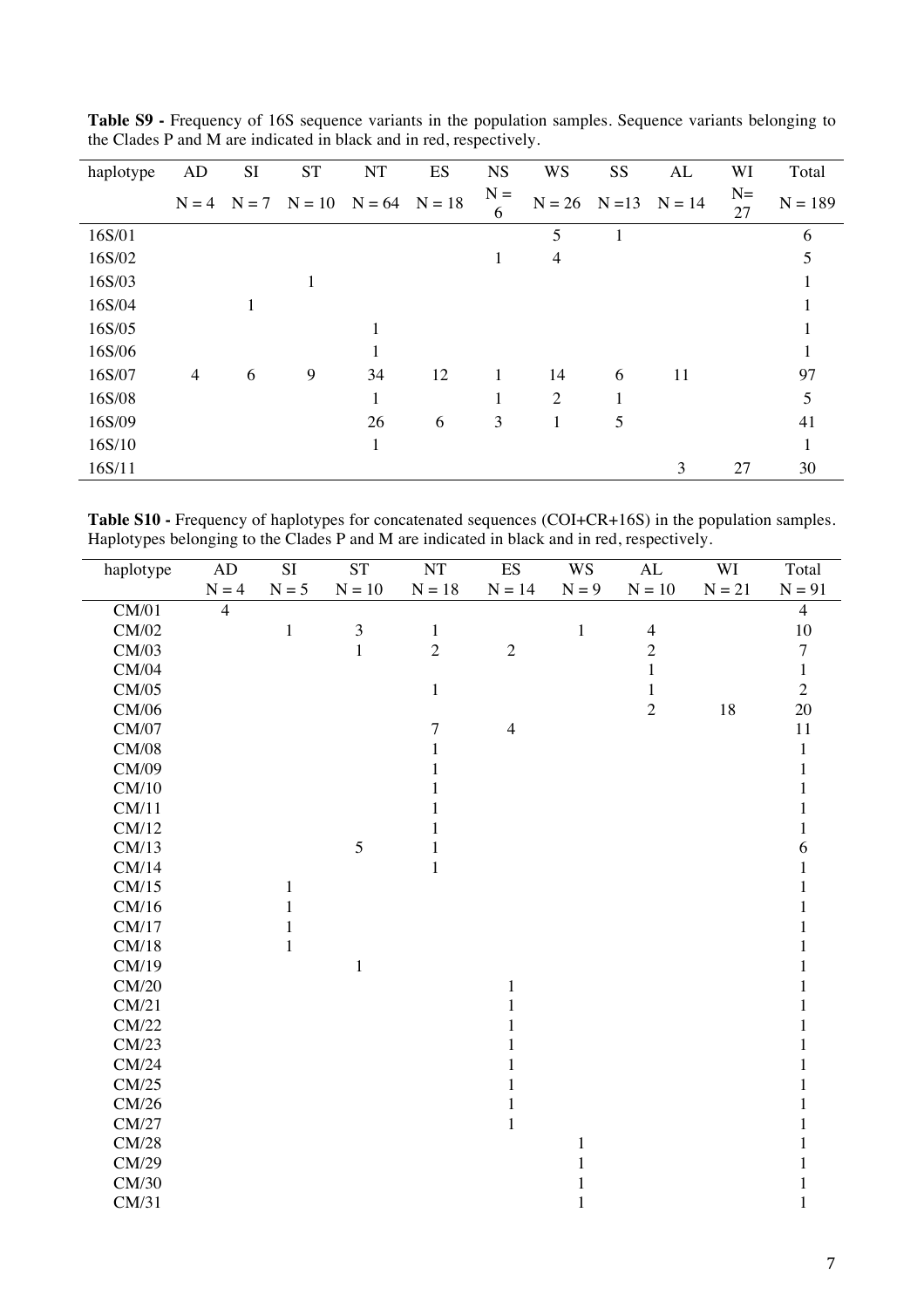**Table S9 -** Frequency of 16S sequence variants in the population samples. Sequence variants belonging to the Clades P and M are indicated in black and in red, respectively.

| haplotype | AD | SI | ST | NT | ES | NS | WS | SS | AL | WI | Total |
|---|---|---|---|---|---|---|---|---|---|---|---|
| | N = 4 | N = 7 | N = 10 | N = 64 | N = 18 | N = 6 | N = 26 | N =13 | N = 14 | N= 27 | N = 189 |
| 16S/01 | | | | | | | 5 | 1 | | | 6 |
| 16S/02 | | | | | | 1 | 4 | | | | 5 |
| 16S/03 | | | 1 | | | | | | | | 1 |
| 16S/04 | | 1 | | | | | | | | | 1 |
| 16S/05 | | | | 1 | | | | | | | 1 |
| 16S/06 | | | | 1 | | | | | | | 1 |
| 16S/07 | 4 | 6 | 9 | 34 | 12 | 1 | 14 | 6 | 11 | | 97 |
| 16S/08 | | | | 1 | | 1 | 2 | 1 | | | 5 |
| 16S/09 | | | | 26 | 6 | 3 | 1 | 5 | | | 41 |
| 16S/10 | | | | 1 | | | | | | | 1 |
| 16S/11 | | | | | | | | | 3 | 27 | 30 |

**Table S10 -** Frequency of haplotypes for concatenated sequences (COI+CR+16S) in the population samples. Haplotypes belonging to the Clades P and M are indicated in black and in red, respectively.

| haplotype | AD | SI | ST | NT | ES | WS | AL | WI | Total |
|---|---|---|---|---|---|---|---|---|---|
| | N = 4 | N = 5 | N = 10 | N = 18 | N = 14 | N = 9 | N = 10 | N = 21 | N = 91 |
| CM/01 | 4 | | | | | | | | 4 |
| CM/02 | | 1 | 3 | 1 | | 1 | 4 | | 10 |
| CM/03 | | | 1 | 2 | 2 | | 2 | | 7 |
| CM/04 | | | | | | | 1 | | 1 |
| CM/05 | | | | 1 | | | 1 | | 2 |
| CM/06 | | | | | | | 2 | 18 | 20 |
| CM/07 | | | | 7 | 4 | | | | 11 |
| CM/08 | | | | 1 | | | | | 1 |
| CM/09 | | | | 1 | | | | | 1 |
| CM/10 | | | | 1 | | | | | 1 |
| CM/11 | | | | 1 | | | | | 1 |
| CM/12 | | | | 1 | | | | | 1 |
| CM/13 | | | 5 | 1 | | | | | 6 |
| CM/14 | | | | 1 | | | | | 1 |
| CM/15 | | 1 | | | | | | | 1 |
| CM/16 | | 1 | | | | | | | 1 |
| CM/17 | | 1 | | | | | | | 1 |
| CM/18 | | 1 | | | | | | | 1 |
| CM/19 | | | 1 | | | | | | 1 |
| CM/20 | | | | | 1 | | | | 1 |
| CM/21 | | | | | 1 | | | | 1 |
| CM/22 | | | | | 1 | | | | 1 |
| CM/23 | | | | | 1 | | | | 1 |
| CM/24 | | | | | 1 | | | | 1 |
| CM/25 | | | | | 1 | | | | 1 |
| CM/26 | | | | | 1 | | | | 1 |
| CM/27 | | | | | 1 | | | | 1 |
| CM/28 | | | | | | 1 | | | 1 |
| CM/29 | | | | | | 1 | | | 1 |
| CM/30 | | | | | | 1 | | | 1 |
| CM/31 | | | | | | 1 | | | 1 |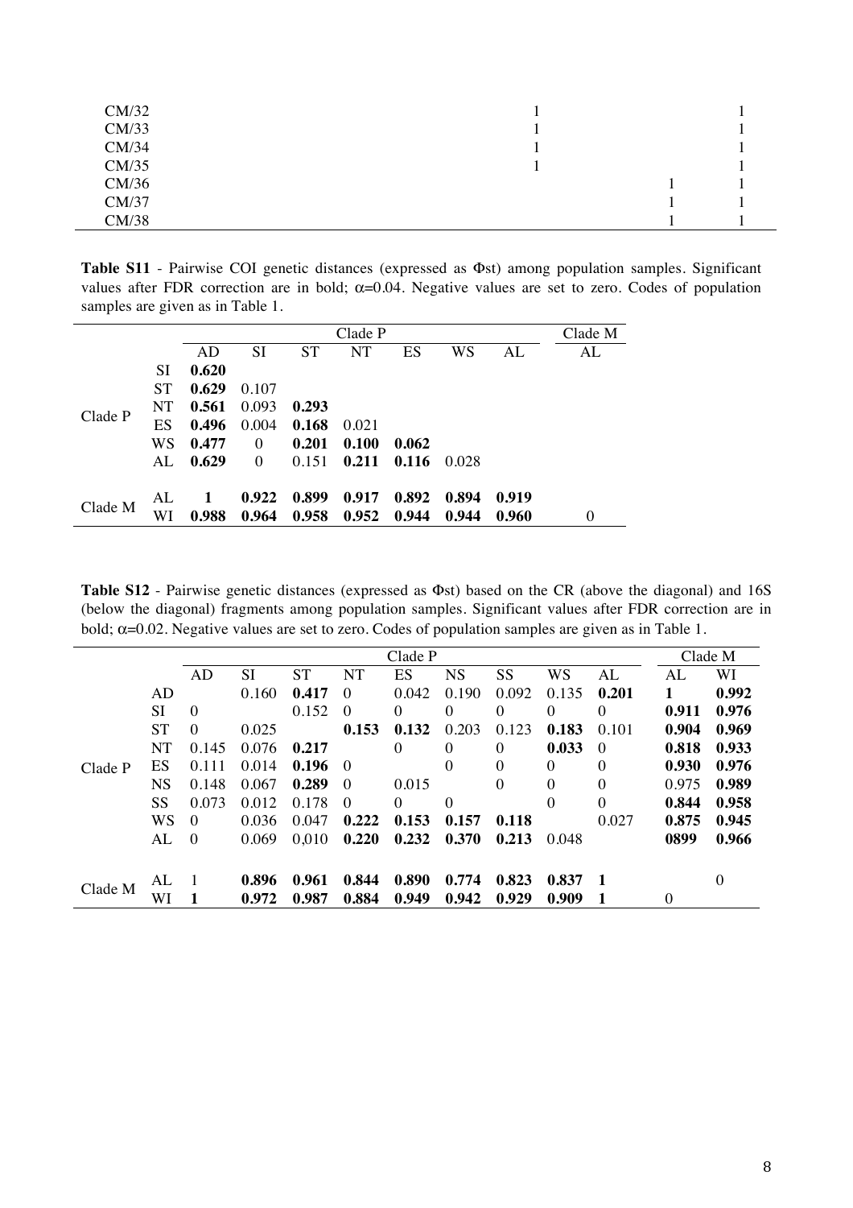| | | | |
|---|---|---|---|
| CM/32 | 1 | | 1 |
| CM/33 | 1 | | 1 |
| CM/34 | 1 | | 1 |
| CM/35 | 1 | | 1 |
| CM/36 | | 1 | 1 |
| CM/37 | | 1 | 1 |
| CM/38 | | 1 | 1 |

**Table S11** - Pairwise COI genetic distances (expressed as Φst) among population samples. Significant values after FDR correction are in bold; α=0.04. Negative values are set to zero. Codes of population samples are given as in Table 1.

| | | Clade P | | | | | | | Clade M |
|---|---|---|---|---|---|---|---|---|---|
| | | AD | SI | ST | NT | ES | WS | AL | AL |
| Clade P | SI | **0.620** | | | | | | | |
| | ST | **0.629** | 0.107 | | | | | | |
| | NT | **0.561** | 0.093 | **0.293** | | | | | |
| | ES | **0.496** | 0.004 | **0.168** | 0.021 | | | | |
| | WS | **0.477** | 0 | **0.201** | **0.100** | **0.062** | | | |
| | AL | **0.629** | 0 | 0.151 | **0.211** | **0.116** | 0.028 | | |
| Clade M | AL | **1** | **0.922** | **0.899** | **0.917** | **0.892** | **0.894** | **0.919** | |
| | WI | **0.988** | **0.964** | **0.958** | **0.952** | **0.944** | **0.944** | **0.960** | 0 |

**Table S12** - Pairwise genetic distances (expressed as Φst) based on the CR (above the diagonal) and 16S (below the diagonal) fragments among population samples. Significant values after FDR correction are in bold; α=0.02. Negative values are set to zero. Codes of population samples are given as in Table 1.

| | | Clade P | | | | | | | | | Clade M | |
|---|---|---|---|---|---|---|---|---|---|---|---|---|
| | | AD | SI | ST | NT | ES | NS | SS | WS | AL | AL | WI |
| Clade P | AD | | 0.160 | **0.417** | 0 | 0.042 | 0.190 | 0.092 | 0.135 | **0.201** | **1** | **0.992** |
| | SI | 0 | | 0.152 | 0 | 0 | 0 | 0 | 0 | 0 | **0.911** | **0.976** |
| | ST | 0 | 0.025 | | **0.153** | **0.132** | 0.203 | 0.123 | **0.183** | 0.101 | **0.904** | **0.969** |
| | NT | 0.145 | 0.076 | **0.217** | | 0 | | 0 | **0.033** | 0 | **0.818** | **0.933** |
| | ES | 0.111 | 0.014 | **0.196** | 0 | | 0 | 0 | 0 | 0 | **0.930** | **0.976** |
| | NS | 0.148 | 0.067 | **0.289** | 0 | 0.015 | | 0 | 0 | 0 | 0.975 | **0.989** |
| | SS | 0.073 | 0.012 | 0.178 | 0 | 0 | 0 | | 0 | 0 | **0.844** | **0.958** |
| | WS | 0 | 0.036 | 0.047 | **0.222** | **0.153** | **0.157** | **0.118** | | 0.027 | **0.875** | **0.945** |
| | AL | 0 | 0.069 | 0,010 | **0.220** | **0.232** | **0.370** | **0.213** | 0.048 | | **0899** | **0.966** |
| Clade M | AL | 1 | **0.896** | **0.961** | **0.844** | **0.890** | **0.774** | **0.823** | **0.837** | **1** | | 0 |
| | WI | **1** | **0.972** | **0.987** | **0.884** | **0.949** | **0.942** | **0.929** | **0.909** | **1** | 0 | |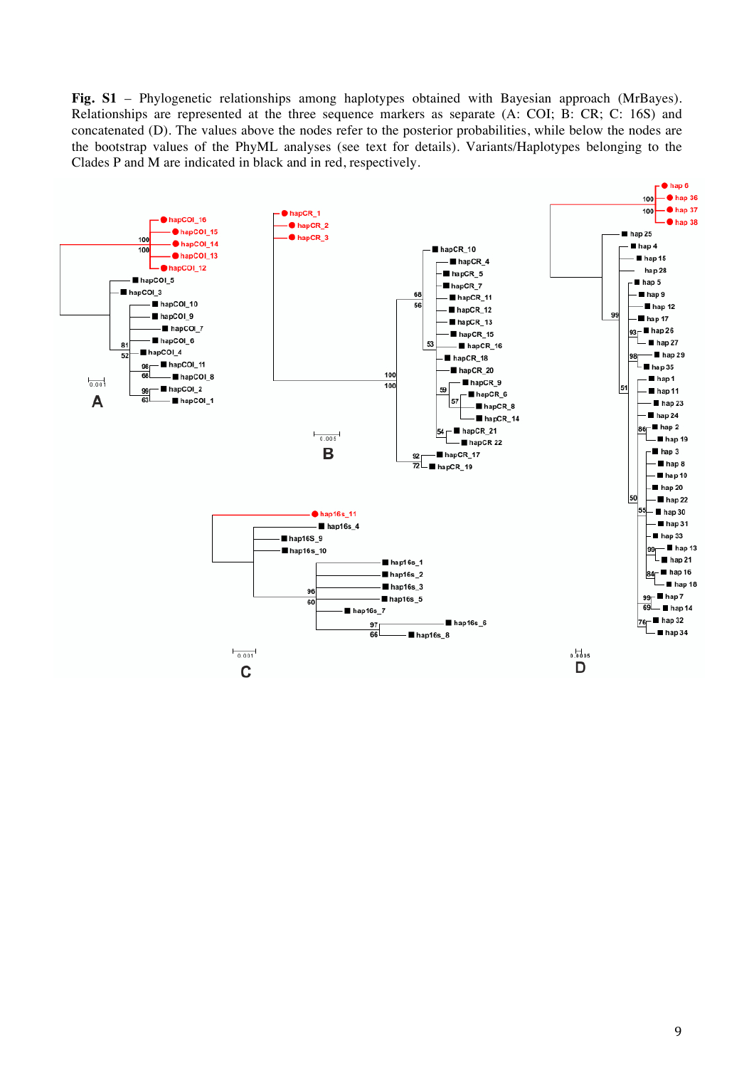**Fig. S1** – Phylogenetic relationships among haplotypes obtained with Bayesian approach (MrBayes). Relationships are represented at the three sequence markers as separate (A: COI; B: CR; C: 16S) and concatenated (D). The values above the nodes refer to the posterior probabilities, while below the nodes are the bootstrap values of the PhyML analyses (see text for details). Variants/Haplotypes belonging to the Clades P and M are indicated in black and in red, respectively.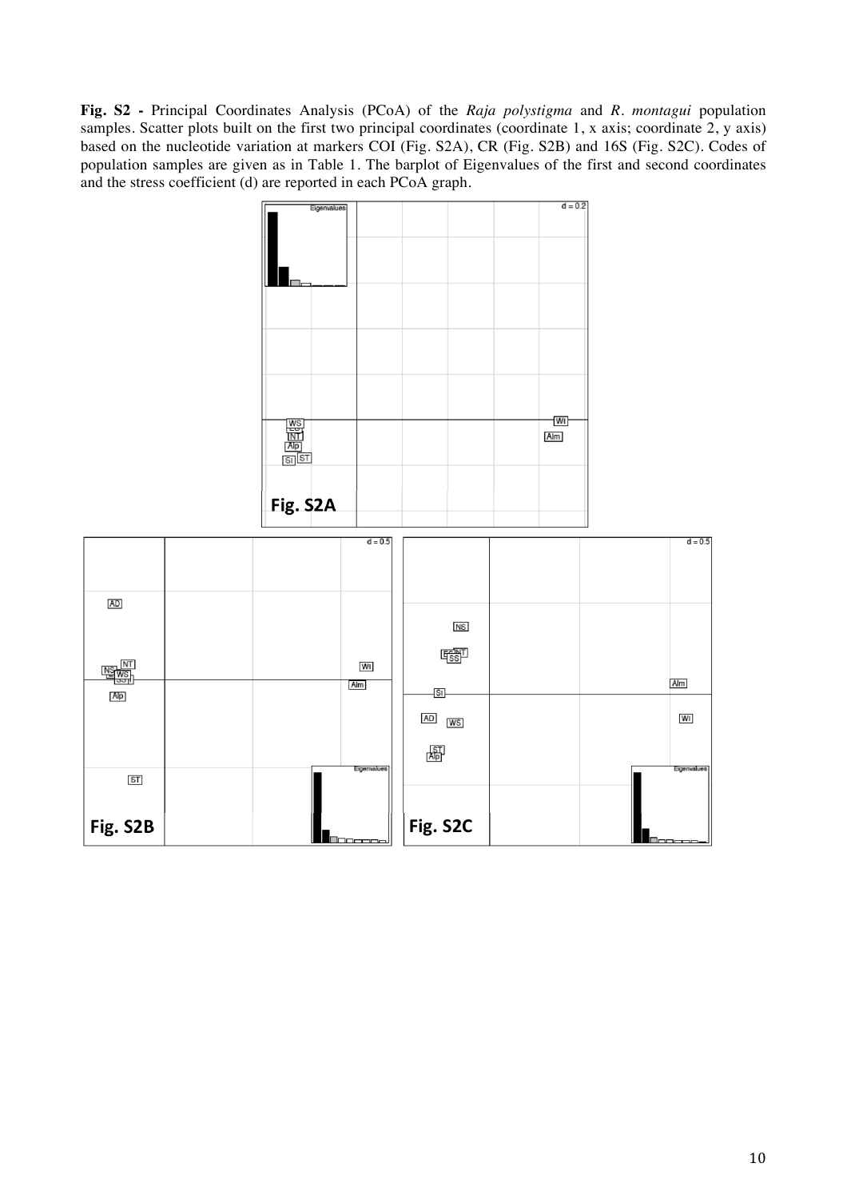**Fig. S2 -** Principal Coordinates Analysis (PCoA) of the *Raja polystigma* and *R. montagui* population samples. Scatter plots built on the first two principal coordinates (coordinate 1, x axis; coordinate 2, y axis) based on the nucleotide variation at markers COI (Fig. S2A), CR (Fig. S2B) and 16S (Fig. S2C). Codes of population samples are given as in Table 1. The barplot of Eigenvalues of the first and second coordinates and the stress coefficient (d) are reported in each PCoA graph.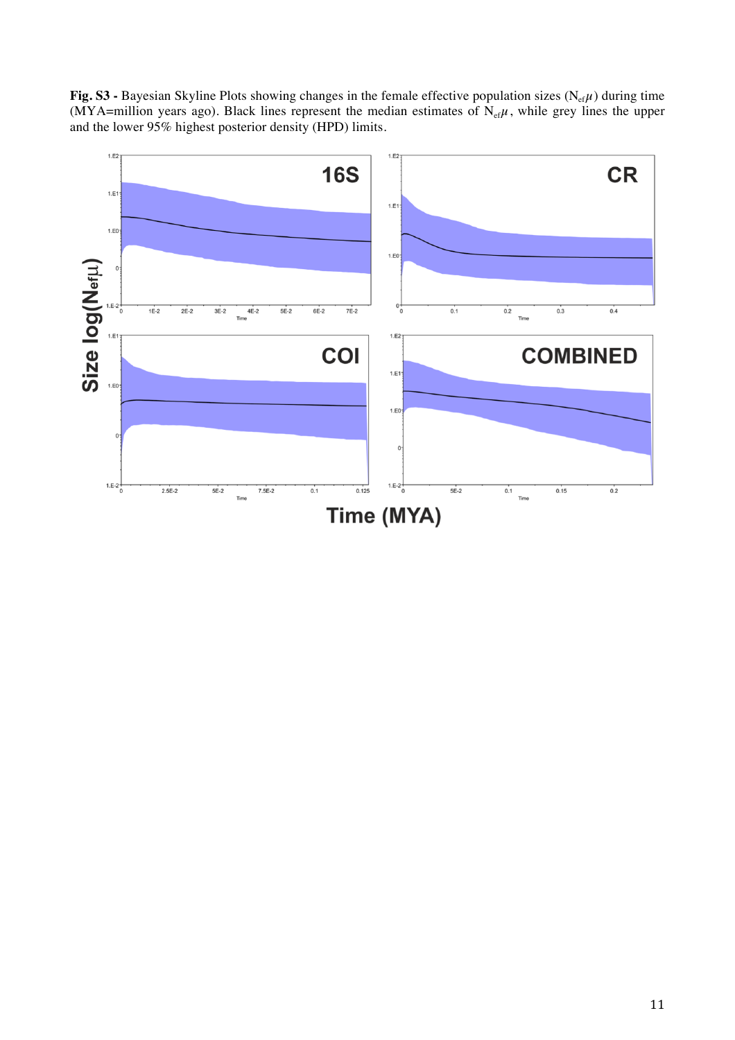**Fig. S3 -** Bayesian Skyline Plots showing changes in the female effective population sizes ($N_{ef}\mu$) during time (MYA=million years ago). Black lines represent the median estimates of $N_{ef}\mu$, while grey lines the upper and the lower 95% highest posterior density (HPD) limits.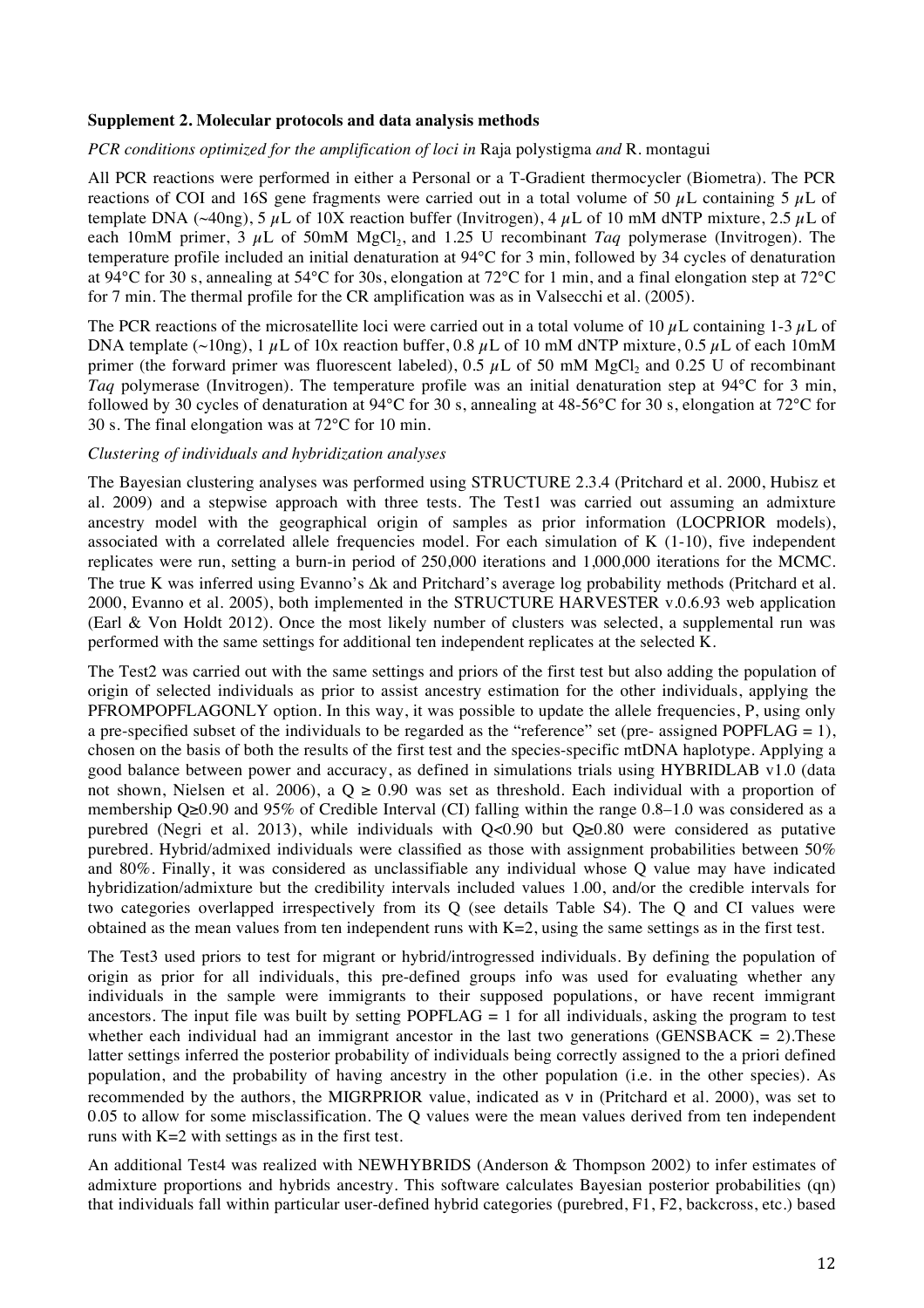**Supplement 2. Molecular protocols and data analysis methods**

*PCR conditions optimized for the amplification of loci in* Raja polystigma *and* R. montagui

All PCR reactions were performed in either a Personal or a T-Gradient thermocycler (Biometra). The PCR reactions of COI and 16S gene fragments were carried out in a total volume of 50 $\mu$L containing 5 $\mu$L of template DNA (~40ng), 5 $\mu$L of 10X reaction buffer (Invitrogen), 4 $\mu$L of 10 mM dNTP mixture, 2.5 $\mu$L of each 10mM primer, 3 $\mu$L of 50mM $MgCl_2$, and 1.25 U recombinant *Taq* polymerase (Invitrogen). The temperature profile included an initial denaturation at 94°C for 3 min, followed by 34 cycles of denaturation at 94°C for 30 s, annealing at 54°C for 30s, elongation at 72°C for 1 min, and a final elongation step at 72°C for 7 min. The thermal profile for the CR amplification was as in Valsecchi et al. (2005).

The PCR reactions of the microsatellite loci were carried out in a total volume of 10 $\mu$L containing 1-3 $\mu$L of DNA template (~10ng), 1 $\mu$L of 10x reaction buffer, 0.8 $\mu$L of 10 mM dNTP mixture, 0.5 $\mu$L of each 10mM primer (the forward primer was fluorescent labeled), 0.5 $\mu$L of 50 mM $MgCl_2$ and 0.25 U of recombinant *Taq* polymerase (Invitrogen). The temperature profile was an initial denaturation step at 94°C for 3 min, followed by 30 cycles of denaturation at 94°C for 30 s, annealing at 48-56°C for 30 s, elongation at 72°C for 30 s. The final elongation was at 72°C for 10 min.

*Clustering of individuals and hybridization analyses*

The Bayesian clustering analyses was performed using STRUCTURE 2.3.4 (Pritchard et al. 2000, Hubisz et al. 2009) and a stepwise approach with three tests. The Test1 was carried out assuming an admixture ancestry model with the geographical origin of samples as prior information (LOCPRIOR models), associated with a correlated allele frequencies model. For each simulation of K (1-10), five independent replicates were run, setting a burn-in period of 250,000 iterations and 1,000,000 iterations for the MCMC. The true K was inferred using Evanno's Δk and Pritchard's average log probability methods (Pritchard et al. 2000, Evanno et al. 2005), both implemented in the STRUCTURE HARVESTER v.0.6.93 web application (Earl & Von Holdt 2012). Once the most likely number of clusters was selected, a supplemental run was performed with the same settings for additional ten independent replicates at the selected K.

The Test2 was carried out with the same settings and priors of the first test but also adding the population of origin of selected individuals as prior to assist ancestry estimation for the other individuals, applying the PFROMPOPFLAGONLY option. In this way, it was possible to update the allele frequencies, P, using only a pre-specified subset of the individuals to be regarded as the "reference" set (pre- assigned POPFLAG = 1), chosen on the basis of both the results of the first test and the species-specific mtDNA haplotype. Applying a good balance between power and accuracy, as defined in simulations trials using HYBRIDLAB v1.0 (data not shown, Nielsen et al. 2006), a $Q \geq 0.90$ was set as threshold. Each individual with a proportion of membership $Q \geq 0.90$ and 95% of Credible Interval (CI) falling within the range 0.8–1.0 was considered as a purebred (Negri et al. 2013), while individuals with $Q<0.90$ but $Q \geq 0.80$ were considered as putative purebred. Hybrid/admixed individuals were classified as those with assignment probabilities between 50% and 80%. Finally, it was considered as unclassifiable any individual whose Q value may have indicated hybridization/admixture but the credibility intervals included values 1.00, and/or the credible intervals for two categories overlapped irrespectively from its Q (see details Table S4). The Q and CI values were obtained as the mean values from ten independent runs with K=2, using the same settings as in the first test.

The Test3 used priors to test for migrant or hybrid/introgressed individuals. By defining the population of origin as prior for all individuals, this pre-defined groups info was used for evaluating whether any individuals in the sample were immigrants to their supposed populations, or have recent immigrant ancestors. The input file was built by setting POPFLAG = 1 for all individuals, asking the program to test whether each individual had an immigrant ancestor in the last two generations (GENSBACK = 2).These latter settings inferred the posterior probability of individuals being correctly assigned to the a priori defined population, and the probability of having ancestry in the other population (i.e. in the other species). As recommended by the authors, the MIGRPRIOR value, indicated as ν in (Pritchard et al. 2000), was set to 0.05 to allow for some misclassification. The Q values were the mean values derived from ten independent runs with K=2 with settings as in the first test.

An additional Test4 was realized with NEWHYBRIDS (Anderson & Thompson 2002) to infer estimates of admixture proportions and hybrids ancestry. This software calculates Bayesian posterior probabilities (qn) that individuals fall within particular user-defined hybrid categories (purebred, F1, F2, backcross, etc.) based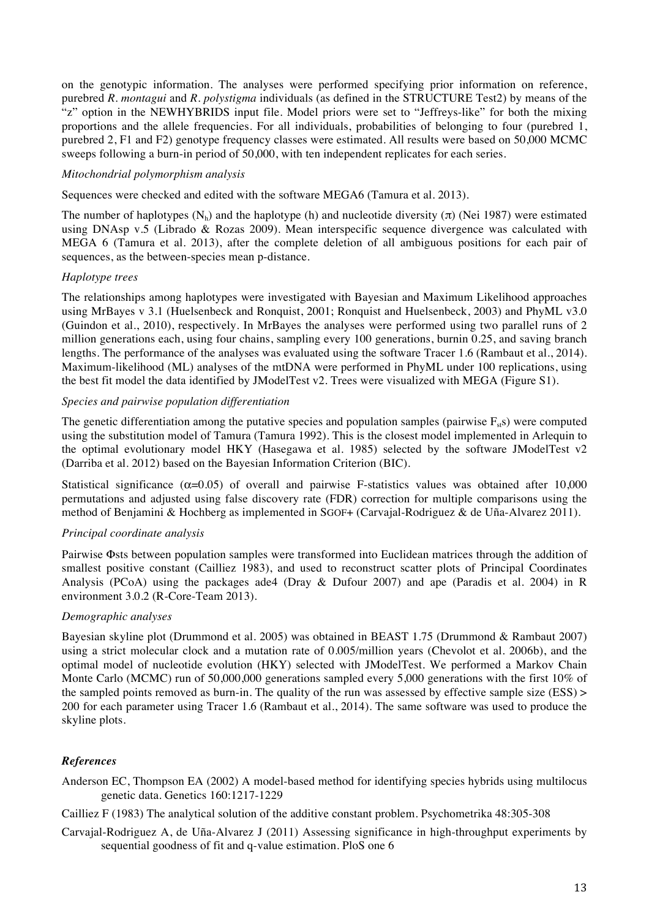on the genotypic information. The analyses were performed specifying prior information on reference, purebred *R. montagui* and *R. polystigma* individuals (as defined in the STRUCTURE Test2) by means of the "z" option in the NEWHYBRIDS input file. Model priors were set to "Jeffreys-like" for both the mixing proportions and the allele frequencies. For all individuals, probabilities of belonging to four (purebred 1, purebred 2, F1 and F2) genotype frequency classes were estimated. All results were based on 50,000 MCMC sweeps following a burn-in period of 50,000, with ten independent replicates for each series.

*Mitochondrial polymorphism analysis*

Sequences were checked and edited with the software MEGA6 (Tamura et al. 2013).

The number of haplotypes ($N_h$) and the haplotype (h) and nucleotide diversity ($\pi$) (Nei 1987) were estimated using DNAsp v.5 (Librado & Rozas 2009). Mean interspecific sequence divergence was calculated with MEGA 6 (Tamura et al. 2013), after the complete deletion of all ambiguous positions for each pair of sequences, as the between-species mean p-distance.

*Haplotype trees*

The relationships among haplotypes were investigated with Bayesian and Maximum Likelihood approaches using MrBayes v 3.1 (Huelsenbeck and Ronquist, 2001; Ronquist and Huelsenbeck, 2003) and PhyML v3.0 (Guindon et al., 2010), respectively. In MrBayes the analyses were performed using two parallel runs of 2 million generations each, using four chains, sampling every 100 generations, burnin 0.25, and saving branch lengths. The performance of the analyses was evaluated using the software Tracer 1.6 (Rambaut et al., 2014). Maximum-likelihood (ML) analyses of the mtDNA were performed in PhyML under 100 replications, using the best fit model the data identified by JModelTest v2. Trees were visualized with MEGA (Figure S1).

*Species and pairwise population differentiation*

The genetic differentiation among the putative species and population samples (pairwise $F_{st}$s) were computed using the substitution model of Tamura (Tamura 1992). This is the closest model implemented in Arlequin to the optimal evolutionary model HKY (Hasegawa et al. 1985) selected by the software JModelTest v2 (Darriba et al. 2012) based on the Bayesian Information Criterion (BIC).

Statistical significance ($\alpha$=0.05) of overall and pairwise F-statistics values was obtained after 10,000 permutations and adjusted using false discovery rate (FDR) correction for multiple comparisons using the method of Benjamini & Hochberg as implemented in SGOF+ (Carvajal-Rodriguez & de Uña-Alvarez 2011).

*Principal coordinate analysis*

Pairwise $\Phi$sts between population samples were transformed into Euclidean matrices through the addition of smallest positive constant (Cailliez 1983), and used to reconstruct scatter plots of Principal Coordinates Analysis (PCoA) using the packages ade4 (Dray & Dufour 2007) and ape (Paradis et al. 2004) in R environment 3.0.2 (R-Core-Team 2013).

*Demographic analyses*

Bayesian skyline plot (Drummond et al. 2005) was obtained in BEAST 1.75 (Drummond & Rambaut 2007) using a strict molecular clock and a mutation rate of 0.005/million years (Chevolot et al. 2006b), and the optimal model of nucleotide evolution (HKY) selected with JModelTest. We performed a Markov Chain Monte Carlo (MCMC) run of 50,000,000 generations sampled every 5,000 generations with the first 10% of the sampled points removed as burn-in. The quality of the run was assessed by effective sample size (ESS) > 200 for each parameter using Tracer 1.6 (Rambaut et al., 2014). The same software was used to produce the skyline plots.

## *References*

Anderson EC, Thompson EA (2002) A model-based method for identifying species hybrids using multilocus genetic data. Genetics 160:1217-1229

Cailliez F (1983) The analytical solution of the additive constant problem. Psychometrika 48:305-308

Carvajal-Rodriguez A, de Uña-Alvarez J (2011) Assessing significance in high-throughput experiments by sequential goodness of fit and q-value estimation. PloS one 6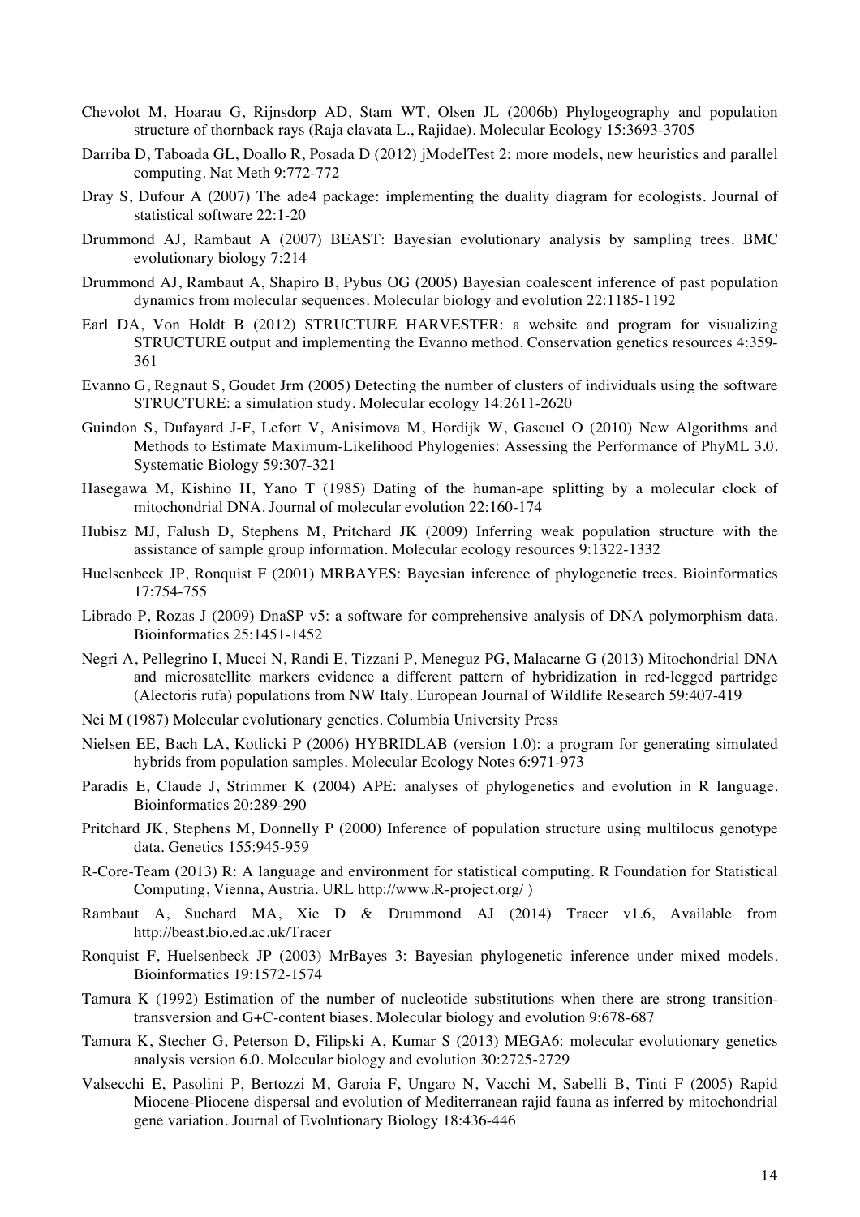Chevolot M, Hoarau G, Rijnsdorp AD, Stam WT, Olsen JL (2006b) Phylogeography and population structure of thornback rays (Raja clavata L., Rajidae). Molecular Ecology 15:3693-3705

Darriba D, Taboada GL, Doallo R, Posada D (2012) jModelTest 2: more models, new heuristics and parallel computing. Nat Meth 9:772-772

Dray S, Dufour A (2007) The ade4 package: implementing the duality diagram for ecologists. Journal of statistical software 22:1-20

Drummond AJ, Rambaut A (2007) BEAST: Bayesian evolutionary analysis by sampling trees. BMC evolutionary biology 7:214

Drummond AJ, Rambaut A, Shapiro B, Pybus OG (2005) Bayesian coalescent inference of past population dynamics from molecular sequences. Molecular biology and evolution 22:1185-1192

Earl DA, Von Holdt B (2012) STRUCTURE HARVESTER: a website and program for visualizing STRUCTURE output and implementing the Evanno method. Conservation genetics resources 4:359-361

Evanno G, Regnaut S, Goudet Jrm (2005) Detecting the number of clusters of individuals using the software STRUCTURE: a simulation study. Molecular ecology 14:2611-2620

Guindon S, Dufayard J-F, Lefort V, Anisimova M, Hordijk W, Gascuel O (2010) New Algorithms and Methods to Estimate Maximum-Likelihood Phylogenies: Assessing the Performance of PhyML 3.0. Systematic Biology 59:307-321

Hasegawa M, Kishino H, Yano T (1985) Dating of the human-ape splitting by a molecular clock of mitochondrial DNA. Journal of molecular evolution 22:160-174

Hubisz MJ, Falush D, Stephens M, Pritchard JK (2009) Inferring weak population structure with the assistance of sample group information. Molecular ecology resources 9:1322-1332

Huelsenbeck JP, Ronquist F (2001) MRBAYES: Bayesian inference of phylogenetic trees. Bioinformatics 17:754-755

Librado P, Rozas J (2009) DnaSP v5: a software for comprehensive analysis of DNA polymorphism data. Bioinformatics 25:1451-1452

Negri A, Pellegrino I, Mucci N, Randi E, Tizzani P, Meneguz PG, Malacarne G (2013) Mitochondrial DNA and microsatellite markers evidence a different pattern of hybridization in red-legged partridge (Alectoris rufa) populations from NW Italy. European Journal of Wildlife Research 59:407-419

Nei M (1987) Molecular evolutionary genetics. Columbia University Press

Nielsen EE, Bach LA, Kotlicki P (2006) HYBRIDLAB (version 1.0): a program for generating simulated hybrids from population samples. Molecular Ecology Notes 6:971-973

Paradis E, Claude J, Strimmer K (2004) APE: analyses of phylogenetics and evolution in R language. Bioinformatics 20:289-290

Pritchard JK, Stephens M, Donnelly P (2000) Inference of population structure using multilocus genotype data. Genetics 155:945-959

R-Core-Team (2013) R: A language and environment for statistical computing. R Foundation for Statistical Computing, Vienna, Austria. URL http://www.R-project.org/ )

Rambaut A, Suchard MA, Xie D & Drummond AJ (2014) Tracer v1.6, Available from http://beast.bio.ed.ac.uk/Tracer

Ronquist F, Huelsenbeck JP (2003) MrBayes 3: Bayesian phylogenetic inference under mixed models. Bioinformatics 19:1572-1574

Tamura K (1992) Estimation of the number of nucleotide substitutions when there are strong transition-transversion and G+C-content biases. Molecular biology and evolution 9:678-687

Tamura K, Stecher G, Peterson D, Filipski A, Kumar S (2013) MEGA6: molecular evolutionary genetics analysis version 6.0. Molecular biology and evolution 30:2725-2729

Valsecchi E, Pasolini P, Bertozzi M, Garoia F, Ungaro N, Vacchi M, Sabelli B, Tinti F (2005) Rapid Miocene-Pliocene dispersal and evolution of Mediterranean rajid fauna as inferred by mitochondrial gene variation. Journal of Evolutionary Biology 18:436-446